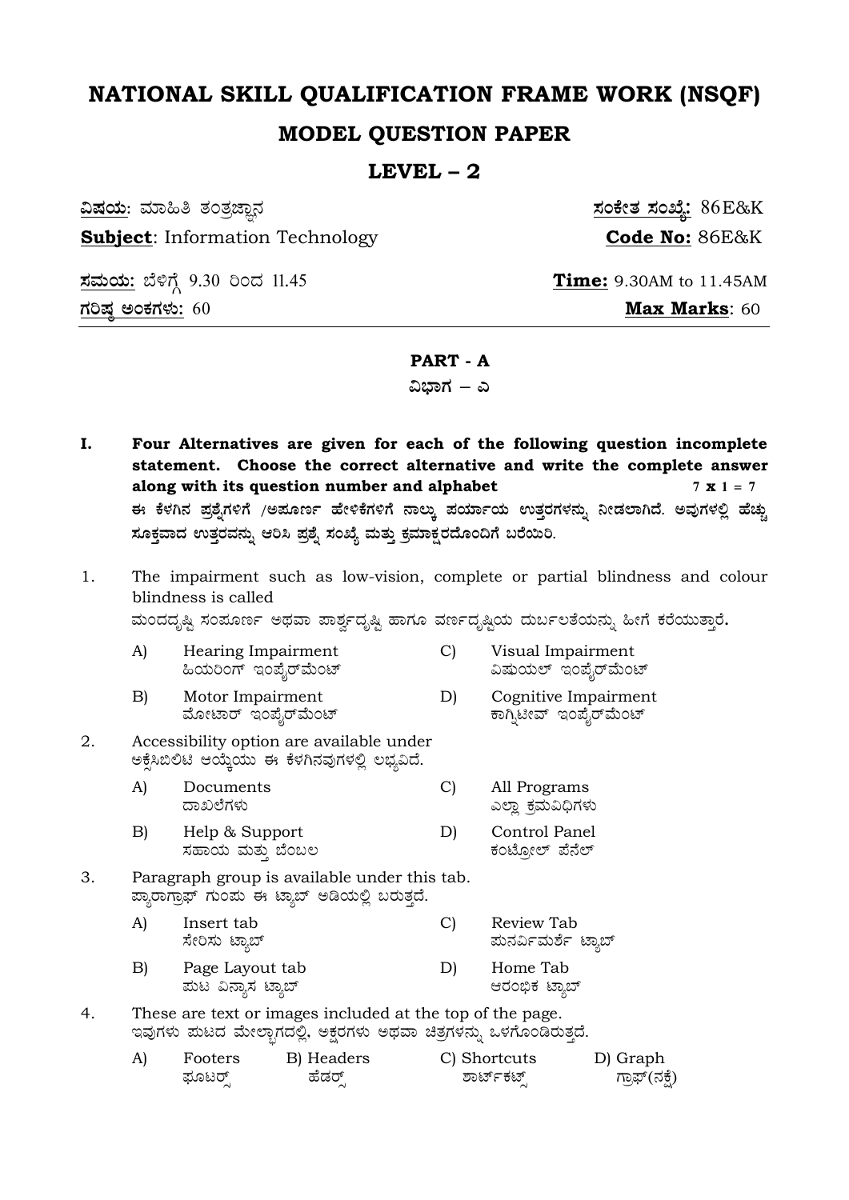# NATIONAL SKILL QUALIFICATION FRAME WORK (NSQF)

## MODEL QUESTION PAPER

## LEVEL – 2

**ವಿಷಯ**: ಮಾಹಿತಿ ತಂತ್ರಜ್ಞಾನ — **ಸಂಕೇತ ಸಂಖ್ಯೆ:** 86E&K

**Subject**: Information Technology — **Code No:** 86E&K

**ಸಮಯ:** ಬೆಳಿಗ್ಗೆ 9.30 ರಿಂದ 11.45 — **Time:** 9.30AM to 11.45AM

**ಗರಿಷ್ಠ ಅಂಕಗಳು:** 60 — **Max Marks**: 60

---

### PART - A

### ವಿಭಾಗ – ಎ

**I. Four Alternatives are given for each of the following question incomplete statement. Choose the correct alternative and write the complete answer along with its question number and alphabet** **7 x 1 = 7**

**ಈ ಕೆಳಗಿನ ಪ್ರಶ್ನೆಗಳಿಗೆ /ಅಪೂರ್ಣ ಹೇಳಿಕೆಗಳಿಗೆ ನಾಲ್ಕು ಪರ್ಯಾಯ ಉತ್ತರಗಳನ್ನು ನೀಡಲಾಗಿದೆ. ಅವುಗಳಲ್ಲಿ ಹೆಚ್ಚು ಸೂಕ್ತವಾದ ಉತ್ತರವನ್ನು ಆರಿಸಿ ಪ್ರಶ್ನೆ ಸಂಖ್ಯೆ ಮತ್ತು ಕ್ರಮಾಕ್ಷರದೊಂದಿಗೆ ಬರೆಯಿರಿ.**

1. The impairment such as low-vision, complete or partial blindness and colour blindness is called
   ಮಂದದೃಷ್ಟಿ ಸಂಪೂರ್ಣ ಅಥವಾ ಪಾರ್ಶ್ವದೃಷ್ಟಿ ಹಾಗೂ ವರ್ಣದೃಷ್ಟಿಯ ದುರ್ಬಲತೆಯನ್ನು ಹೀಗೆ ಕರೆಯುತ್ತಾರೆ.

   A) Hearing Impairment / ಹಿಯರಿಂಗ್ ಇಂಪೈರ್‌ಮೆಂಟ್
   B) Motor Impairment / ಮೋಟಾರ್ ಇಂಪೈರ್‌ಮೆಂಟ್
   C) Visual Impairment / ವಿಷುಯಲ್ ಇಂಪೈರ್‌ಮೆಂಟ್
   D) Cognitive Impairment / ಕಾಗ್ನಿಟೀವ್ ಇಂಪೈರ್‌ಮೆಂಟ್

2. Accessibility option are available under
   ಅಕ್ಸೆಸಿಬಿಲಿಟಿ ಆಯ್ಕೆಯು ಈ ಕೆಳಗಿನವುಗಳಲ್ಲಿ ಲಭ್ಯವಿದೆ.

   A) Documents / ದಾಖಲೆಗಳು
   B) Help & Support / ಸಹಾಯ ಮತ್ತು ಬೆಂಬಲ
   C) All Programs / ಎಲ್ಲಾ ಕ್ರಮವಿಧಿಗಳು
   D) Control Panel / ಕಂಟ್ರೋಲ್ ಪೆನೆಲ್

3. Paragraph group is available under this tab.
   ಪ್ಯಾರಾಗ್ರಾಫ್ ಗುಂಪು ಈ ಟ್ಯಾಬ್ ಅಡಿಯಲ್ಲಿ ಬರುತ್ತದೆ.

   A) Insert tab / ಸೇರಿಸು ಟ್ಯಾಬ್
   B) Page Layout tab / ಪುಟ ವಿನ್ಯಾಸ ಟ್ಯಾಬ್
   C) Review Tab / ಪುನರ್ವಿಮರ್ಶೆ ಟ್ಯಾಬ್
   D) Home Tab / ಆರಂಭಿಕ ಟ್ಯಾಬ್

4. These are text or images included at the top of the page.
   ಇವುಗಳು ಪುಟದ ಮೇಲ್ಭಾಗದಲ್ಲಿ, ಅಕ್ಷರಗಳು ಅಥವಾ ಚಿತ್ರಗಳನ್ನು ಒಳಗೊಂಡಿರುತ್ತದೆ.

   A) Footers / ಫೂಟರ್ಸ್
   B) Headers / ಹೆಡರ್ಸ್
   C) Shortcuts / ಶಾರ್ಟ್‌ಕಟ್ಸ್
   D) Graph / ಗ್ರಾಫ್(ನಕ್ಷೆ)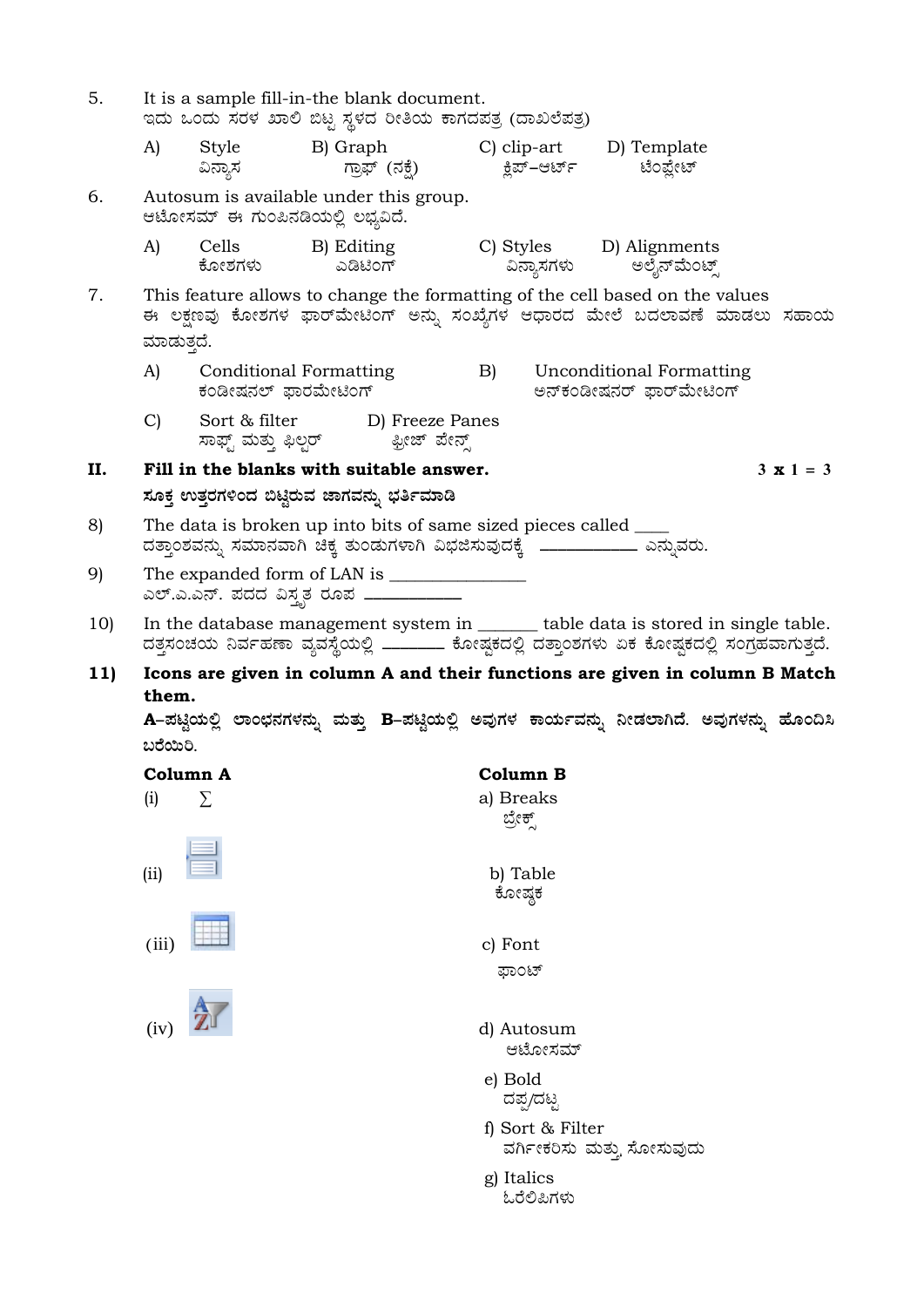5. It is a sample fill-in-the blank document.
ಇದು ಒಂದು ಸರಳ ಖಾಲಿ ಬಿಟ್ಟ ಸ್ಥಳದ ರೀತಿಯ ಕಾಗದಪತ್ರ (ದಾಖಲೆಪತ್ರ)

A) Style ವಿನ್ಯಾಸ  B) Graph ಗ್ರಾಫ್ (ನಕ್ಷೆ)  C) clip-art ಕ್ಲಿಪ್–ಆರ್ಟ್  D) Template ಟೆಂಪ್ಲೇಟ್

6. Autosum is available under this group.
ಆಟೋಸಮ್ ಈ ಗುಂಪಿನಡಿಯಲ್ಲಿ ಲಭ್ಯವಿದೆ.

A) Cells ಕೋಶಗಳು  B) Editing ಎಡಿಟಿಂಗ್  C) Styles ವಿನ್ಯಾಸಗಳು  D) Alignments ಅಲೈನ್‌ಮೆಂಟ್ಸ್

7. This feature allows to change the formatting of the cell based on the values
ಈ ಲಕ್ಷಣವು ಕೋಶಗಳ ಫಾರ್ಮೇಟಿಂಗ್ ಅನ್ನು ಸಂಖ್ಯೆಗಳ ಆಧಾರದ ಮೇಲೆ ಬದಲಾವಣೆ ಮಾಡಲು ಸಹಾಯ ಮಾಡುತ್ತದೆ.

A) Conditional Formatting ಕಂಡೀಷನಲ್ ಫಾರಮೇಟಿಂಗ್  B) Unconditional Formatting ಅನ್‌ಕಂಡೀಷನರ್ ಫಾರ್ಮೇಟಿಂಗ್

C) Sort & filter ಸಾರ್ಟ್ ಮತ್ತು ಫಿಲ್ಟರ್  D) Freeze Panes ಫ್ರೀಜ್ ಪೇನ್ಸ್

**II. Fill in the blanks with suitable answer.** **3 x 1 = 3**

**ಸೂಕ್ತ ಉತ್ತರಗಳಿಂದ ಬಿಟ್ಟಿರುವ ಜಾಗವನ್ನು ಭರ್ತಿಮಾಡಿ**

8) The data is broken up into bits of same sized pieces called ____
ದತ್ತಾಂಶವನ್ನು ಸಮಾನವಾಗಿ ಚಿಕ್ಕ ತುಂಡುಗಳಾಗಿ ವಿಭಜಿಸುವುದಕ್ಕೆ ____________ ಎನ್ನುವರು.

9) The expanded form of LAN is _______________
ಎಲ್.ಎ.ಎನ್. ಪದದ ವಿಸ್ತೃತ ರೂಪ ____________

10) In the database management system in _______ table data is stored in single table.
ದತ್ತಸಂಚಯ ನಿರ್ವಹಣಾ ವ್ಯವಸ್ಥೆಯಲ್ಲಿ _______ ಕೋಷ್ಟಕದಲ್ಲಿ ದತ್ತಾಂಶಗಳು ಏಕ ಕೋಷ್ಟಕದಲ್ಲಿ ಸಂಗ್ರಹವಾಗುತ್ತದೆ.

**11) Icons are given in column A and their functions are given in column B Match them.**

**A–ಪಟ್ಟಿಯಲ್ಲಿ ಲಾಂಛನಗಳನ್ನು ಮತ್ತು B–ಪಟ್ಟಿಯಲ್ಲಿ ಅವುಗಳ ಕಾರ್ಯವನ್ನು ನೀಡಲಾಗಿದೆ. ಅವುಗಳನ್ನು ಹೊಂದಿಸಿ ಬರೆಯಿರಿ.**

| Column A | Column B |
|---|---|
| (i) ∑ | a) Breaks ಬ್ರೇಕ್ಸ್ |
| (ii) | b) Table ಕೋಷ್ಟಕ |
| (iii) | c) Font ಫಾಂಟ್ |
| (iv) | d) Autosum ಆಟೋಸಮ್ |
| | e) Bold ದಪ್ಪ/ದಟ್ಟ |
| | f) Sort & Filter ವರ್ಗೀಕರಿಸು ಮತ್ತು ಸೋಸುವುದು |
| | g) Italics ಓರೆಲಿಪಿಗಳು |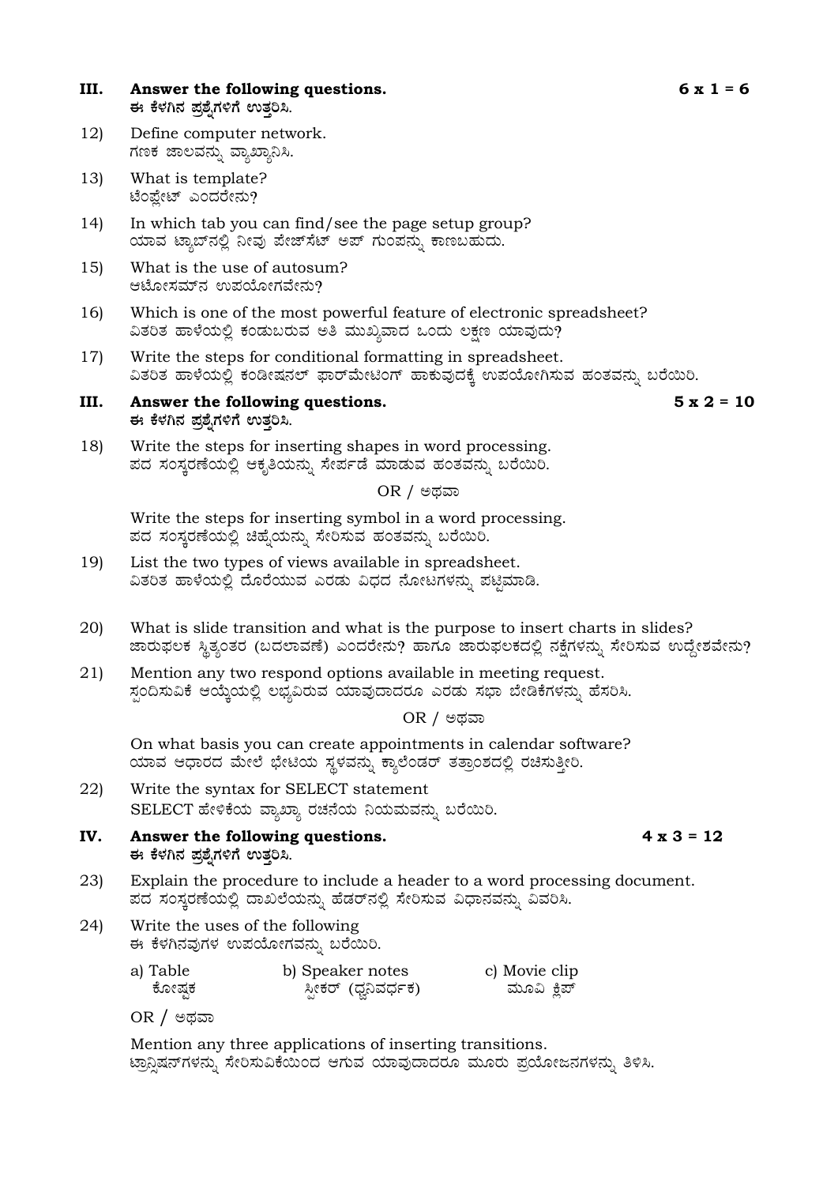## III. Answer the following questions. 6 x 1 = 6
**ಈ ಕೆಳಗಿನ ಪ್ರಶ್ನೆಗಳಿಗೆ ಉತ್ತರಿಸಿ.**

12) Define computer network.
ಗಣಕ ಜಾಲವನ್ನು ವ್ಯಾಖ್ಯಾನಿಸಿ.

13) What is template?
ಟೆಂಪ್ಲೇಟ್ ಎಂದರೇನು?

14) In which tab you can find/see the page setup group?
ಯಾವ ಟ್ಯಾಬ್‌ನಲ್ಲಿ ನೀವು ಪೇಜ್‌ಸೆಟ್ ಅಪ್ ಗುಂಪನ್ನು ಕಾಣಬಹುದು.

15) What is the use of autosum?
ಆಟೋಸಮ್‌ನ ಉಪಯೋಗವೇನು?

16) Which is one of the most powerful feature of electronic spreadsheet?
ವಿತರಿತ ಹಾಳೆಯಲ್ಲಿ ಕಂಡುಬರುವ ಅತಿ ಮುಖ್ಯವಾದ ಒಂದು ಲಕ್ಷಣ ಯಾವುದು?

17) Write the steps for conditional formatting in spreadsheet.
ವಿತರಿತ ಹಾಳೆಯಲ್ಲಿ ಕಂಡೀಷನಲ್ ಫಾರ್ಮೇಟಿಂಗ್ ಹಾಕುವುದಕ್ಕೆ ಉಪಯೋಗಿಸುವ ಹಂತವನ್ನು ಬರೆಯಿರಿ.

## III. Answer the following questions. 5 x 2 = 10
**ಈ ಕೆಳಗಿನ ಪ್ರಶ್ನೆಗಳಿಗೆ ಉತ್ತರಿಸಿ.**

18) Write the steps for inserting shapes in word processing.
ಪದ ಸಂಸ್ಕರಣೆಯಲ್ಲಿ ಆಕೃತಿಯನ್ನು ಸೇರ್ಪಡೆ ಮಾಡುವ ಹಂತವನ್ನು ಬರೆಯಿರಿ.

OR / ಅಥವಾ

Write the steps for inserting symbol in a word processing.
ಪದ ಸಂಸ್ಕರಣೆಯಲ್ಲಿ ಚಿಹ್ನೆಯನ್ನು ಸೇರಿಸುವ ಹಂತವನ್ನು ಬರೆಯಿರಿ.

19) List the two types of views available in spreadsheet.
ವಿತರಿತ ಹಾಳೆಯಲ್ಲಿ ದೊರೆಯುವ ಎರಡು ವಿಧದ ನೋಟಗಳನ್ನು ಪಟ್ಟಿಮಾಡಿ.

20) What is slide transition and what is the purpose to insert charts in slides?
ಜಾರುಫಲಕ ಸ್ಥಿತ್ಯಂತರ (ಬದಲಾವಣೆ) ಎಂದರೇನು? ಹಾಗೂ ಜಾರುಫಲಕದಲ್ಲಿ ನಕ್ಷೆಗಳನ್ನು ಸೇರಿಸುವ ಉದ್ದೇಶವೇನು?

21) Mention any two respond options available in meeting request.
ಸ್ಪಂದಿಸುವಿಕೆ ಆಯ್ಕೆಯಲ್ಲಿ ಲಭ್ಯವಿರುವ ಯಾವುದಾದರೂ ಎರಡು ಸಭಾ ಬೇಡಿಕೆಗಳನ್ನು ಹೆಸರಿಸಿ.

OR / ಅಥವಾ

On what basis you can create appointments in calendar software?
ಯಾವ ಆಧಾರದ ಮೇಲೆ ಭೇಟಿಯ ಸ್ಥಳವನ್ನು ಕ್ಯಾಲೆಂಡರ್ ತಂತ್ರಾಂಶದಲ್ಲಿ ರಚಿಸುತ್ತೀರಿ.

22) Write the syntax for SELECT statement
SELECT ಹೇಳಿಕೆಯ ವ್ಯಾಖ್ಯಾ ರಚನೆಯ ನಿಯಮವನ್ನು ಬರೆಯಿರಿ.

## IV. Answer the following questions. 4 x 3 = 12
**ಈ ಕೆಳಗಿನ ಪ್ರಶ್ನೆಗಳಿಗೆ ಉತ್ತರಿಸಿ.**

23) Explain the procedure to include a header to a word processing document.
ಪದ ಸಂಸ್ಕರಣೆಯಲ್ಲಿ ದಾಖಲೆಯನ್ನು ಹೆಡರ್‌ನಲ್ಲಿ ಸೇರಿಸುವ ವಿಧಾನವನ್ನು ವಿವರಿಸಿ.

24) Write the uses of the following
ಈ ಕೆಳಗಿನವುಗಳ ಉಪಯೋಗವನ್ನು ಬರೆಯಿರಿ.

a) Table
ಕೋಷ್ಟಕ

b) Speaker notes
ಸ್ಪೀಕರ್ (ಧ್ವನಿವರ್ಧಕ)

c) Movie clip
ಮೂವಿ ಕ್ಲಿಪ್

OR / ಅಥವಾ

Mention any three applications of inserting transitions.
ಟ್ರಾನ್ಸಿಷನ್‌ಗಳನ್ನು ಸೇರಿಸುವಿಕೆಯಿಂದ ಆಗುವ ಯಾವುದಾದರೂ ಮೂರು ಪ್ರಯೋಜನಗಳನ್ನು ತಿಳಿಸಿ.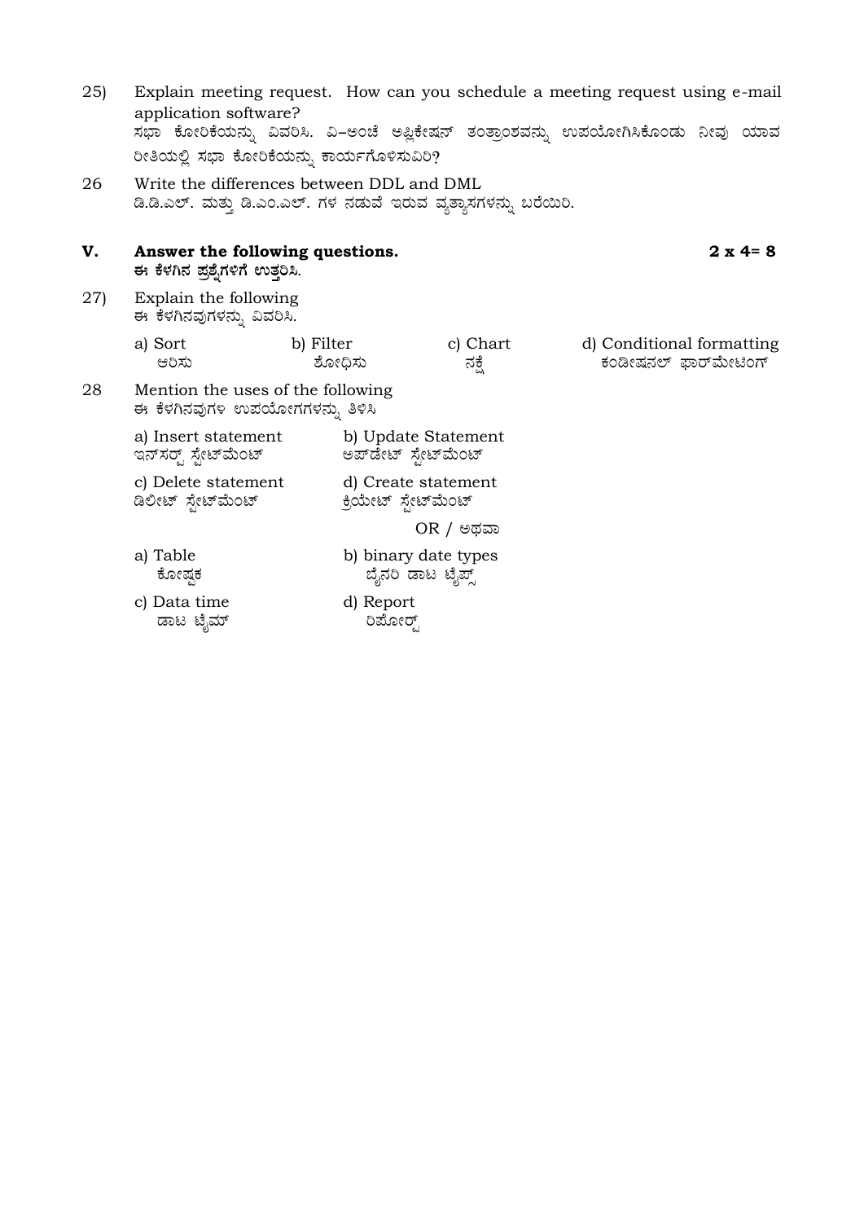25) Explain meeting request. How can you schedule a meeting request using e-mail application software?
ಸಭಾ ಕೋರಿಕೆಯನ್ನು ವಿವರಿಸಿ. ಖ–ಅಂಚೆ ಅಪ್ಲಿಕೇಷನ್ ತಂತ್ರಾಂಶವನ್ನು ಉಪಯೋಗಿಸಿಕೊಂಡು ನೀವು ಯಾವ ರೀತಿಯಲ್ಲಿ ಸಭಾ ಕೋರಿಕೆಯನ್ನು ಕಾರ್ಯಗೊಳಿಸುವಿರಿ?

26 Write the differences between DDL and DML
ಡಿ.ಡಿ.ಎಲ್. ಮತ್ತು ಡಿ.ಎಂ.ಎಲ್. ಗಳ ನಡುವೆ ಇರುವ ವ್ಯತ್ಯಾಸಗಳನ್ನು ಬರೆಯಿರಿ.

## V. Answer the following questions. 2 x 4= 8

**ಈ ಕೆಳಗಿನ ಪ್ರಶ್ನೆಗಳಿಗೆ ಉತ್ತರಿಸಿ.**

27) Explain the following
ಈ ಕೆಳಗಿನವುಗಳನ್ನು ವಿವರಿಸಿ.

a) Sort ಆರಿಸು
b) Filter ಶೋಧಿಸು
c) Chart ನಕ್ಷೆ
d) Conditional formatting ಕಂಡೀಷನಲ್ ಫಾರ್ಮೇಟಿಂಗ್

28 Mention the uses of the following
ಈ ಕೆಳಗಿನವುಗಳ ಉಪಯೋಗಗಳನ್ನು ತಿಳಿಸಿ

a) Insert statement ಇನ್‌ಸರ್ಟ್ ಸ್ಟೇಟ್‌ಮೆಂಟ್
b) Update Statement ಅಪ್‌ಡೇಟ್ ಸ್ಟೇಟ್‌ಮೆಂಟ್
c) Delete statement ಡಿಲೀಟ್ ಸ್ಟೇಟ್‌ಮೆಂಟ್
d) Create statement ಕ್ರಿಯೇಟ್ ಸ್ಟೇಟ್‌ಮೆಂಟ್

OR / ಅಥವಾ

a) Table ಕೋಷ್ಟಕ
b) binary date types ಬೈನರಿ ಡಾಟ ಟೈಪ್ಸ್
c) Data time ಡಾಟ ಟೈಮ್
d) Report ರಿಪೋರ್ಟ್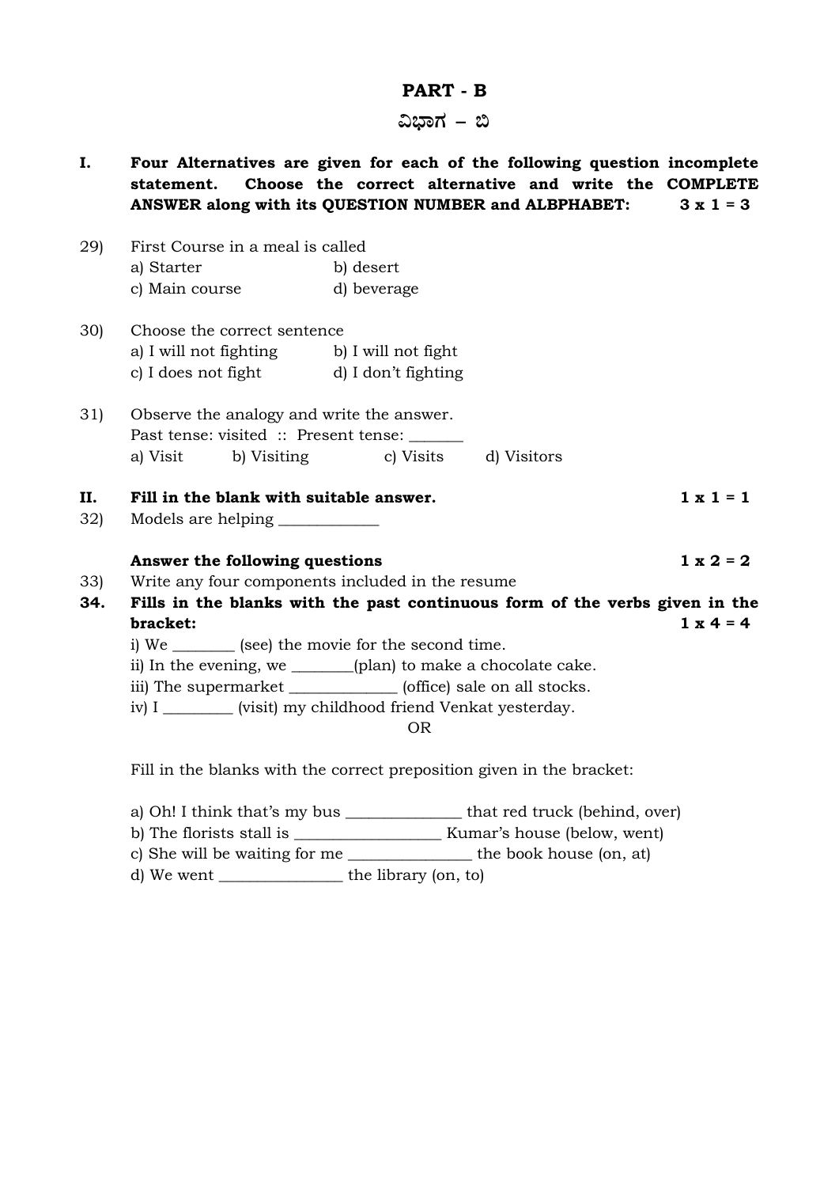# PART - B

## ವಿಭಾಗ – ಬಿ

**I. Four Alternatives are given for each of the following question incomplete statement. Choose the correct alternative and write the COMPLETE ANSWER along with its QUESTION NUMBER and ALBPHABET: 3 x 1 = 3**

29) First Course in a meal is called

a) Starter  b) desert
c) Main course  d) beverage

30) Choose the correct sentence

a) I will not fighting  b) I will not fight
c) I does not fight  d) I don't fighting

31) Observe the analogy and write the answer.

Past tense: visited :: Present tense: _______

a) Visit  b) Visiting  c) Visits  d) Visitors

**II. Fill in the blank with suitable answer. 1 x 1 = 1**

32) Models are helping _____________

**Answer the following questions 1 x 2 = 2**

33) Write any four components included in the resume

**34. Fills in the blanks with the past continuous form of the verbs given in the bracket: 1 x 4 = 4**

i) We ________ (see) the movie for the second time.
ii) In the evening, we ________(plan) to make a chocolate cake.
iii) The supermarket ______________ (office) sale on all stocks.
iv) I _________ (visit) my childhood friend Venkat yesterday.

OR

Fill in the blanks with the correct preposition given in the bracket:

a) Oh! I think that's my bus _______________ that red truck (behind, over)
b) The florists stall is ___________________ Kumar's house (below, went)
c) She will be waiting for me ________________ the book house (on, at)
d) We went ________________ the library (on, to)